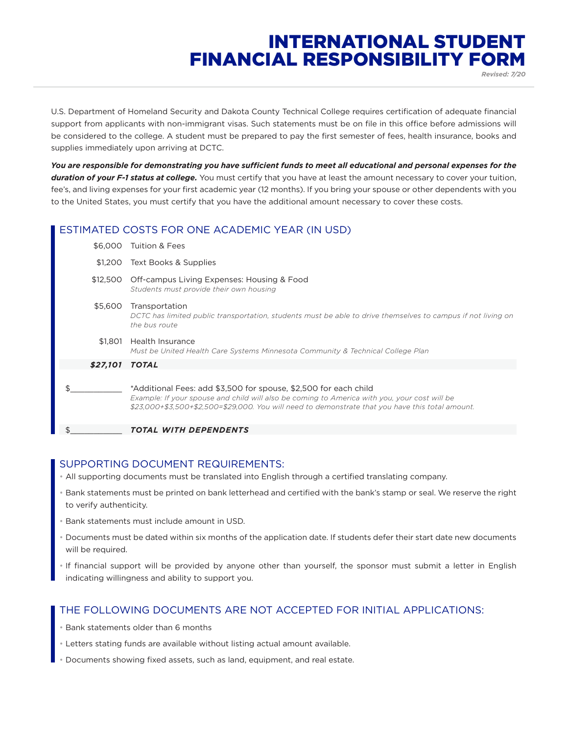# INTERNATIONAL STUDENT FINANCIAL RESPONSIBILITY FORM

*Revised: 7/20*

U.S. Department of Homeland Security and Dakota County Technical College requires certification of adequate financial support from applicants with non-immigrant visas. Such statements must be on file in this office before admissions will be considered to the college. A student must be prepared to pay the first semester of fees, health insurance, books and supplies immediately upon arriving at DCTC.

***You are responsible for demonstrating you have sufficient funds to meet all educational and personal expenses for the duration of your F-1 status at college.*** You must certify that you have at least the amount necessary to cover your tuition, fee's, and living expenses for your first academic year (12 months). If you bring your spouse or other dependents with you to the United States, you must certify that you have the additional amount necessary to cover these costs.

## ESTIMATED COSTS FOR ONE ACADEMIC YEAR (IN USD)

| Amount | Item |
|---|---|
| $6,000 | Tuition & Fees |
| $1,200 | Text Books & Supplies |
| $12,500 | Off-campus Living Expenses: Housing & Food<br>*Students must provide their own housing* |
| $5,600 | Transportation<br>*DCTC has limited public transportation, students must be able to drive themselves to campus if not living on the bus route* |
| $1,801 | Health Insurance<br>*Must be United Health Care Systems Minnesota Community & Technical College Plan* |
| ***$27,101*** | ***TOTAL*** |
| $____________ | *Additional Fees: add $3,500 for spouse, $2,500 for each child<br>*Example: If your spouse and child will also be coming to America with you, your cost will be $23,000+$3,500+$2,500=$29,000. You will need to demonstrate that you have this total amount.* |
| $____________ | ***TOTAL WITH DEPENDENTS*** |

## SUPPORTING DOCUMENT REQUIREMENTS:

- All supporting documents must be translated into English through a certified translating company.
- Bank statements must be printed on bank letterhead and certified with the bank's stamp or seal. We reserve the right to verify authenticity.
- Bank statements must include amount in USD.
- Documents must be dated within six months of the application date. If students defer their start date new documents will be required.
- If financial support will be provided by anyone other than yourself, the sponsor must submit a letter in English indicating willingness and ability to support you.

## THE FOLLOWING DOCUMENTS ARE NOT ACCEPTED FOR INITIAL APPLICATIONS:

- Bank statements older than 6 months
- Letters stating funds are available without listing actual amount available.
- Documents showing fixed assets, such as land, equipment, and real estate.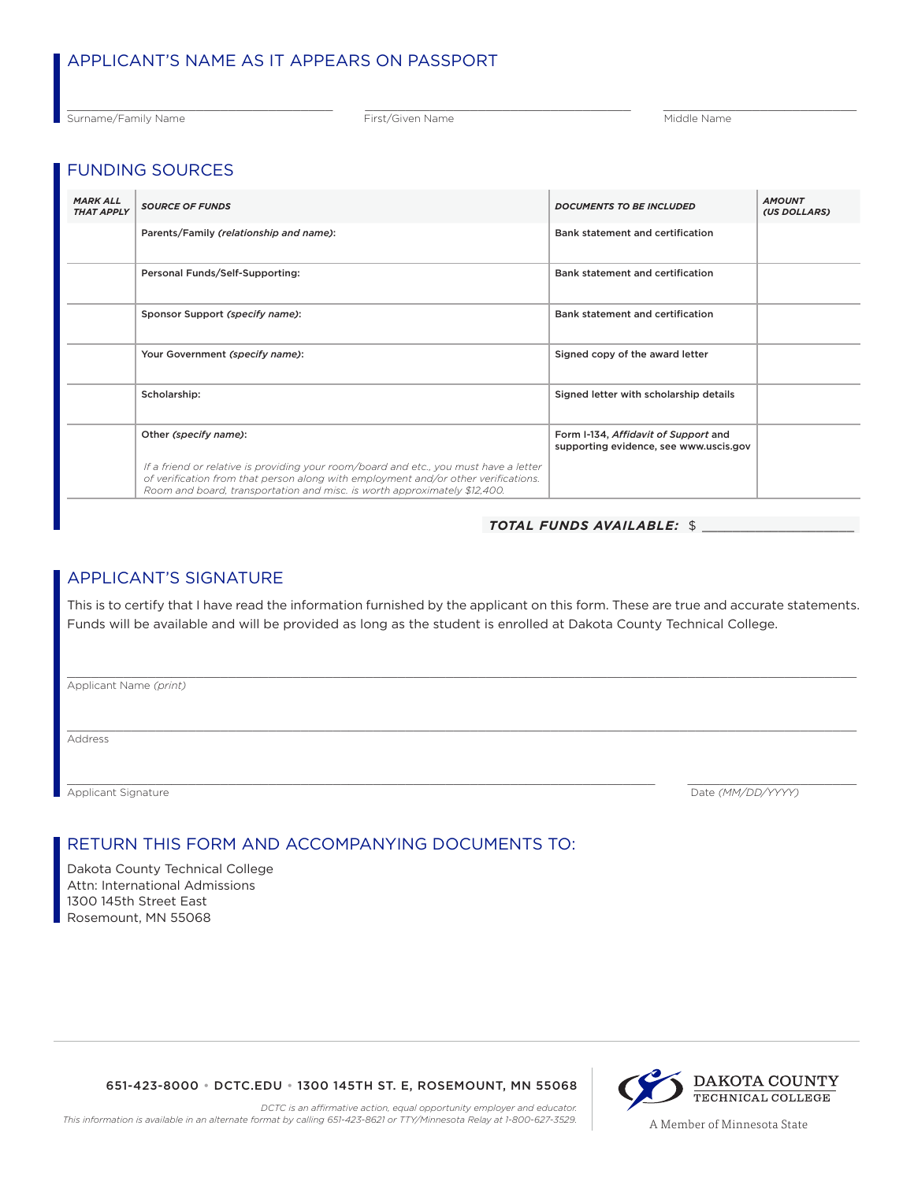## APPLICANT'S NAME AS IT APPEARS ON PASSPORT

| Surname/Family Name | First/Given Name | Middle Name |
|---|---|---|
| | | |

## FUNDING SOURCES

| ***MARK ALL THAT APPLY*** | ***SOURCE OF FUNDS*** | ***DOCUMENTS TO BE INCLUDED*** | ***AMOUNT (US DOLLARS)*** |
|---|---|---|---|
| | Parents/Family *(relationship and name)*: | Bank statement and certification | |
| | Personal Funds/Self-Supporting: | Bank statement and certification | |
| | Sponsor Support *(specify name)*: | Bank statement and certification | |
| | Your Government *(specify name)*: | Signed copy of the award letter | |
| | Scholarship: | Signed letter with scholarship details | |
| | Other *(specify name)*: *If a friend or relative is providing your room/board and etc., you must have a letter of verification from that person along with employment and/or other verifications. Room and board, transportation and misc. is worth approximately $12,400.* | Form I-134, *Affidavit of Support* and supporting evidence, see www.uscis.gov | |

***TOTAL FUNDS AVAILABLE:*** $ ____________________

## APPLICANT'S SIGNATURE

This is to certify that I have read the information furnished by the applicant on this form. These are true and accurate statements. Funds will be available and will be provided as long as the student is enrolled at Dakota County Technical College.

Applicant Name *(print)*

Address

Applicant Signature

Date *(MM/DD/YYYY)*

## RETURN THIS FORM AND ACCOMPANYING DOCUMENTS TO:

Dakota County Technical College
Attn: International Admissions
1300 145th Street East
Rosemount, MN 55068

651-423-8000 • DCTC.EDU • 1300 145TH ST. E, ROSEMOUNT, MN 55068

*DCTC is an affirmative action, equal opportunity employer and educator.*
*This information is available in an alternate format by calling 651-423-8621 or TTY/Minnesota Relay at 1-800-627-3529.*

DAKOTA COUNTY TECHNICAL COLLEGE

A Member of Minnesota State